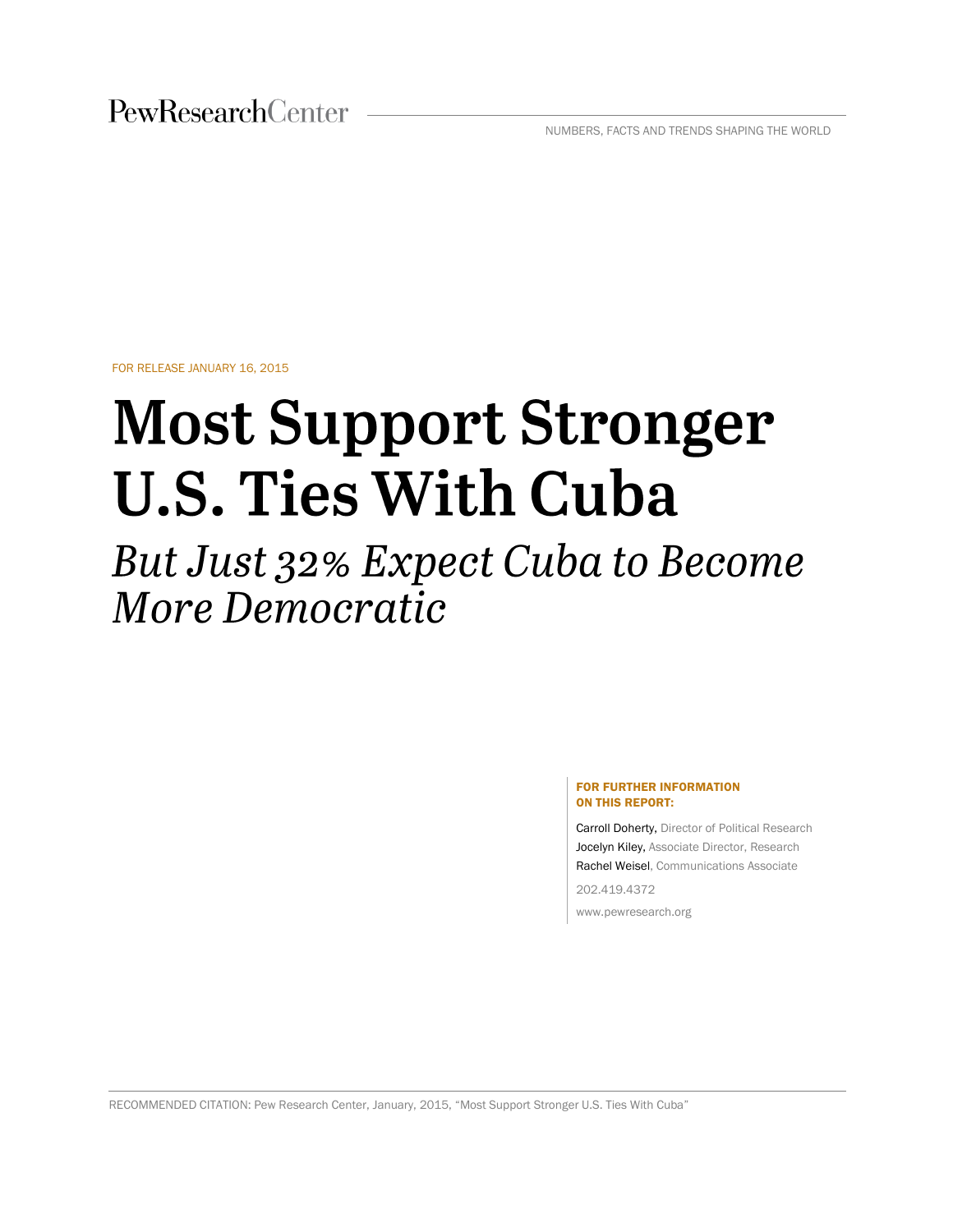PewResearchCenter

NUMBERS, FACTS AND TRENDS SHAPING THE WORLD

FOR RELEASE JANUARY 16, 2015

# Most Support Stronger U.S. Ties With Cuba

## *But Just 32% Expect Cuba to Become More Democratic*

**FOR FURTHER INFORMATION ON THIS REPORT:**

Carroll Doherty, Director of Political Research
Jocelyn Kiley, Associate Director, Research
Rachel Weisel, Communications Associate

202.419.4372

www.pewresearch.org

RECOMMENDED CITATION: Pew Research Center, January, 2015, "Most Support Stronger U.S. Ties With Cuba"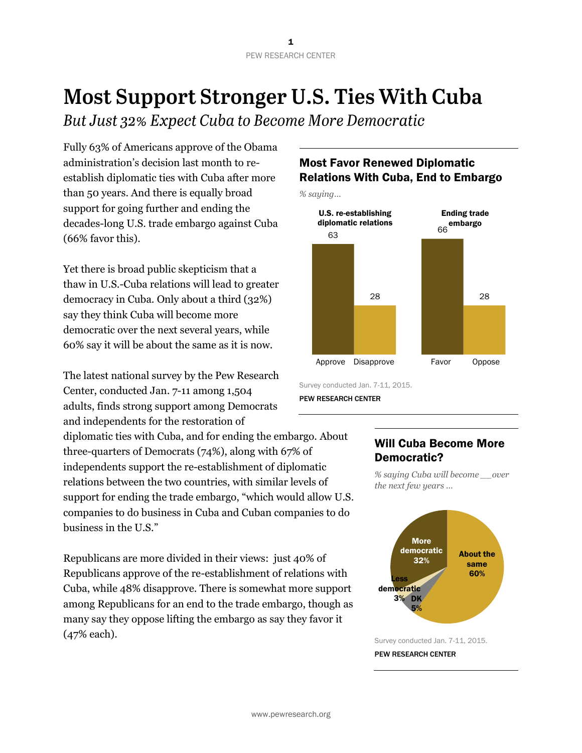# Most Support Stronger U.S. Ties With Cuba

*But Just 32% Expect Cuba to Become More Democratic*

Fully 63% of Americans approve of the Obama administration's decision last month to re-establish diplomatic ties with Cuba after more than 50 years. And there is equally broad support for going further and ending the decades-long U.S. trade embargo against Cuba (66% favor this).

Yet there is broad public skepticism that a thaw in U.S.-Cuba relations will lead to greater democracy in Cuba. Only about a third (32%) say they think Cuba will become more democratic over the next several years, while 60% say it will be about the same as it is now.

The latest national survey by the Pew Research Center, conducted Jan. 7-11 among 1,504 adults, finds strong support among Democrats and independents for the restoration of diplomatic ties with Cuba, and for ending the embargo. About three-quarters of Democrats (74%), along with 67% of independents support the re-establishment of diplomatic relations between the two countries, with similar levels of support for ending the trade embargo, "which would allow U.S. companies to do business in Cuba and Cuban companies to do business in the U.S."

Republicans are more divided in their views: just 40% of Republicans approve of the re-establishment of relations with Cuba, while 48% disapprove. There is somewhat more support among Republicans for an end to the trade embargo, though as many say they oppose lifting the embargo as say they favor it (47% each).

### Most Favor Renewed Diplomatic Relations With Cuba, End to Embargo

*% saying…*

| | Approve/Favor | Disapprove/Oppose |
|---|---|---|
| U.S. re-establishing diplomatic relations | 63 | 28 |
| Ending trade embargo | 66 | 28 |

Survey conducted Jan. 7-11, 2015.

PEW RESEARCH CENTER

### Will Cuba Become More Democratic?

*% saying Cuba will become __ over the next few years …*

| Response | % |
|---|---|
| More democratic | 32% |
| About the same | 60% |
| Less democratic | 3% |
| DK | 5% |

Survey conducted Jan. 7-11, 2015.

PEW RESEARCH CENTER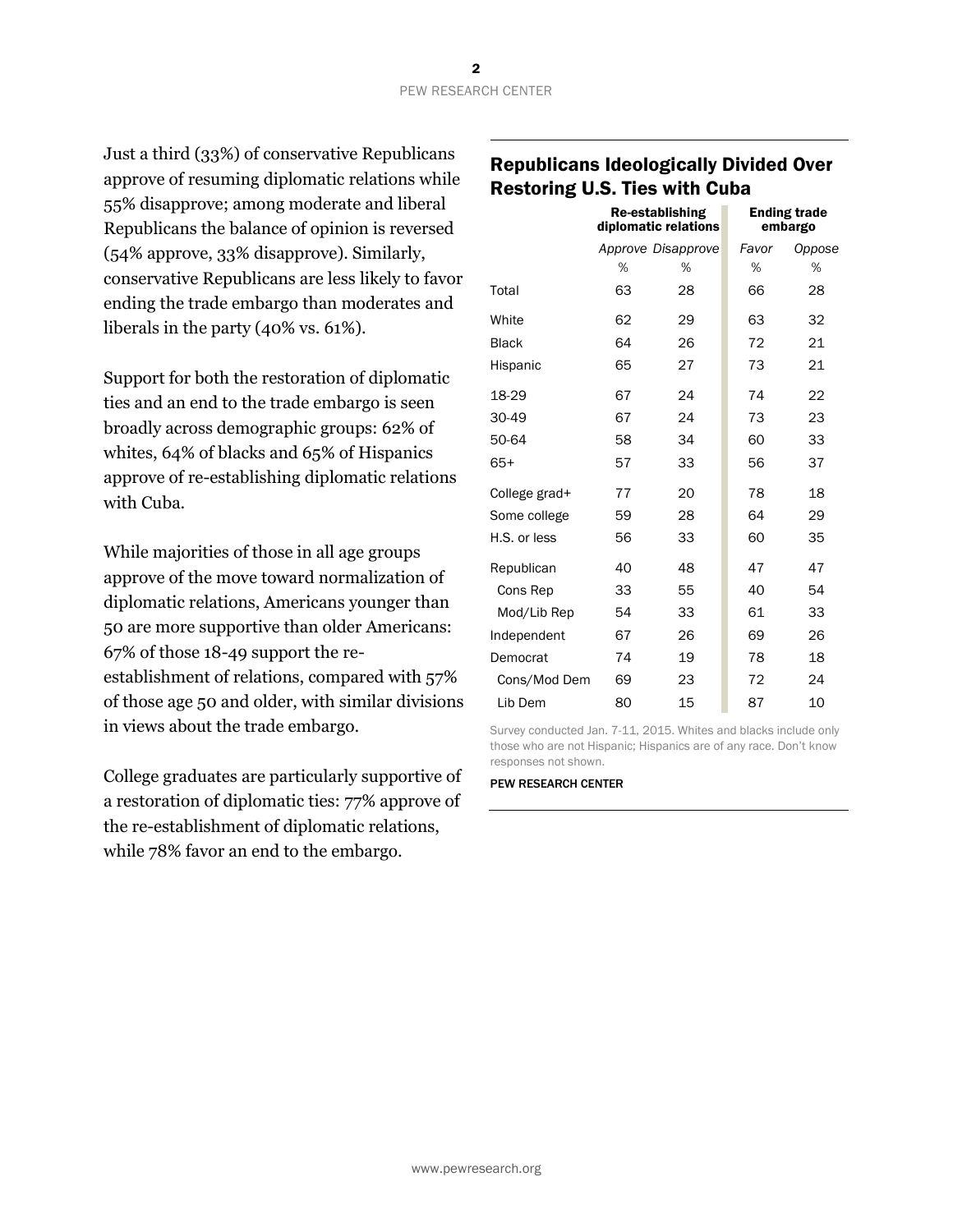Just a third (33%) of conservative Republicans approve of resuming diplomatic relations while 55% disapprove; among moderate and liberal Republicans the balance of opinion is reversed (54% approve, 33% disapprove). Similarly, conservative Republicans are less likely to favor ending the trade embargo than moderates and liberals in the party (40% vs. 61%).

Support for both the restoration of diplomatic ties and an end to the trade embargo is seen broadly across demographic groups: 62% of whites, 64% of blacks and 65% of Hispanics approve of re-establishing diplomatic relations with Cuba.

While majorities of those in all age groups approve of the move toward normalization of diplomatic relations, Americans younger than 50 are more supportive than older Americans: 67% of those 18-49 support the re-establishment of relations, compared with 57% of those age 50 and older, with similar divisions in views about the trade embargo.

College graduates are particularly supportive of a restoration of diplomatic ties: 77% approve of the re-establishment of diplomatic relations, while 78% favor an end to the embargo.

## Republicans Ideologically Divided Over Restoring U.S. Ties with Cuba

| | Re-establishing diplomatic relations | | Ending trade embargo | |
|---|---|---|---|---|
| | *Approve* | *Disapprove* | *Favor* | *Oppose* |
| | % | % | % | % |
| Total | 63 | 28 | 66 | 28 |
| White | 62 | 29 | 63 | 32 |
| Black | 64 | 26 | 72 | 21 |
| Hispanic | 65 | 27 | 73 | 21 |
| 18-29 | 67 | 24 | 74 | 22 |
| 30-49 | 67 | 24 | 73 | 23 |
| 50-64 | 58 | 34 | 60 | 33 |
| 65+ | 57 | 33 | 56 | 37 |
| College grad+ | 77 | 20 | 78 | 18 |
| Some college | 59 | 28 | 64 | 29 |
| H.S. or less | 56 | 33 | 60 | 35 |
| Republican | 40 | 48 | 47 | 47 |
| Cons Rep | 33 | 55 | 40 | 54 |
| Mod/Lib Rep | 54 | 33 | 61 | 33 |
| Independent | 67 | 26 | 69 | 26 |
| Democrat | 74 | 19 | 78 | 18 |
| Cons/Mod Dem | 69 | 23 | 72 | 24 |
| Lib Dem | 80 | 15 | 87 | 10 |

Survey conducted Jan. 7-11, 2015. Whites and blacks include only those who are not Hispanic; Hispanics are of any race. Don't know responses not shown.

PEW RESEARCH CENTER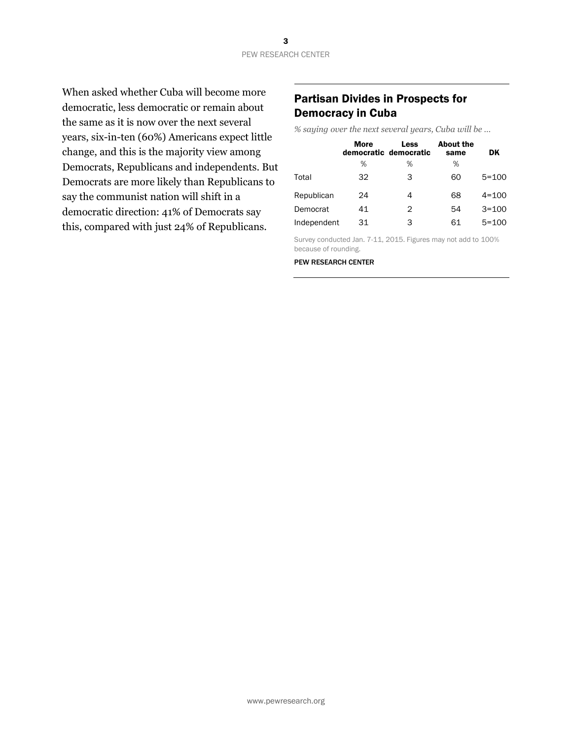When asked whether Cuba will become more democratic, less democratic or remain about the same as it is now over the next several years, six-in-ten (60%) Americans expect little change, and this is the majority view among Democrats, Republicans and independents. But Democrats are more likely than Republicans to say the communist nation will shift in a democratic direction: 41% of Democrats say this, compared with just 24% of Republicans.

## Partisan Divides in Prospects for Democracy in Cuba

*% saying over the next several years, Cuba will be ...*

| | More democratic | Less democratic | About the same | DK |
|---|---|---|---|---|
| | % | % | % | |
| Total | 32 | 3 | 60 | 5=100 |
| Republican | 24 | 4 | 68 | 4=100 |
| Democrat | 41 | 2 | 54 | 3=100 |
| Independent | 31 | 3 | 61 | 5=100 |

Survey conducted Jan. 7-11, 2015. Figures may not add to 100% because of rounding.

PEW RESEARCH CENTER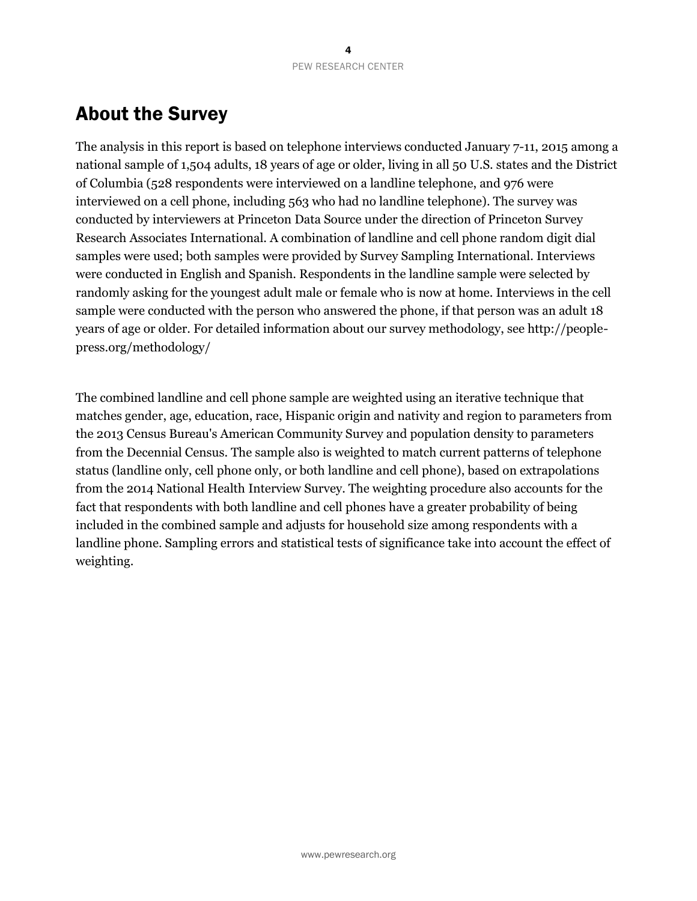## About the Survey

The analysis in this report is based on telephone interviews conducted January 7-11, 2015 among a national sample of 1,504 adults, 18 years of age or older, living in all 50 U.S. states and the District of Columbia (528 respondents were interviewed on a landline telephone, and 976 were interviewed on a cell phone, including 563 who had no landline telephone). The survey was conducted by interviewers at Princeton Data Source under the direction of Princeton Survey Research Associates International. A combination of landline and cell phone random digit dial samples were used; both samples were provided by Survey Sampling International. Interviews were conducted in English and Spanish. Respondents in the landline sample were selected by randomly asking for the youngest adult male or female who is now at home. Interviews in the cell sample were conducted with the person who answered the phone, if that person was an adult 18 years of age or older. For detailed information about our survey methodology, see http://people-press.org/methodology/

The combined landline and cell phone sample are weighted using an iterative technique that matches gender, age, education, race, Hispanic origin and nativity and region to parameters from the 2013 Census Bureau's American Community Survey and population density to parameters from the Decennial Census. The sample also is weighted to match current patterns of telephone status (landline only, cell phone only, or both landline and cell phone), based on extrapolations from the 2014 National Health Interview Survey. The weighting procedure also accounts for the fact that respondents with both landline and cell phones have a greater probability of being included in the combined sample and adjusts for household size among respondents with a landline phone. Sampling errors and statistical tests of significance take into account the effect of weighting.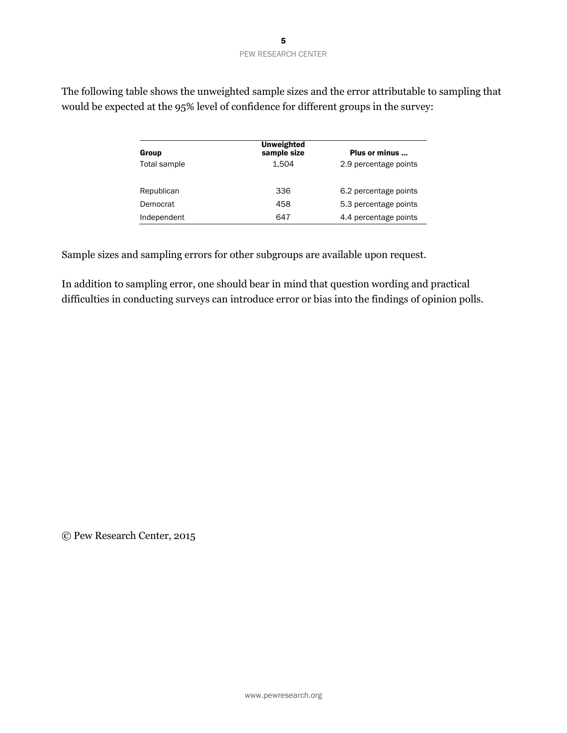The following table shows the unweighted sample sizes and the error attributable to sampling that would be expected at the 95% level of confidence for different groups in the survey:

| Group | Unweighted sample size | Plus or minus ... |
|---|---|---|
| Total sample | 1,504 | 2.9 percentage points |
| | | |
| Republican | 336 | 6.2 percentage points |
| Democrat | 458 | 5.3 percentage points |
| Independent | 647 | 4.4 percentage points |

Sample sizes and sampling errors for other subgroups are available upon request.

In addition to sampling error, one should bear in mind that question wording and practical difficulties in conducting surveys can introduce error or bias into the findings of opinion polls.

© Pew Research Center, 2015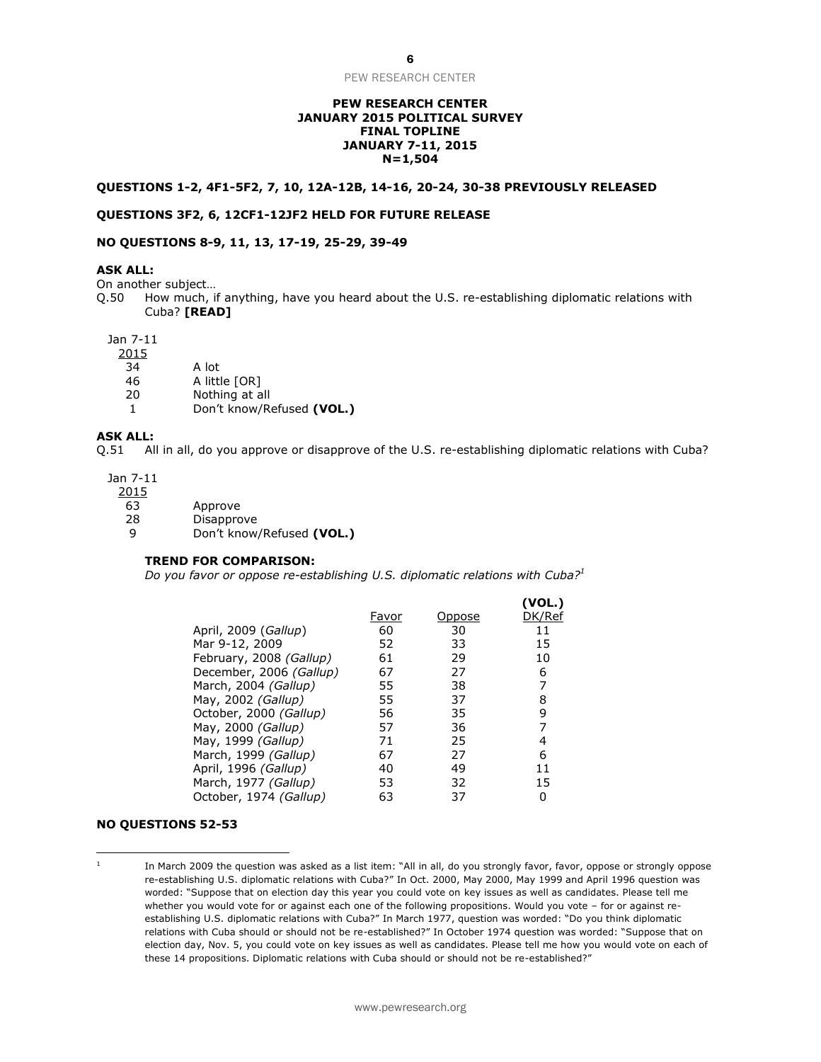**PEW RESEARCH CENTER**
**JANUARY 2015 POLITICAL SURVEY**
**FINAL TOPLINE**
**JANUARY 7-11, 2015**
**N=1,504**

**QUESTIONS 1-2, 4F1-5F2, 7, 10, 12A-12B, 14-16, 20-24, 30-38 PREVIOUSLY RELEASED**

**QUESTIONS 3F2, 6, 12CF1-12JF2 HELD FOR FUTURE RELEASE**

**NO QUESTIONS 8-9, 11, 13, 17-19, 25-29, 39-49**

**ASK ALL:**

On another subject…

Q.50 How much, if anything, have you heard about the U.S. re-establishing diplomatic relations with Cuba? **[READ]**

| Jan 7-11 2015 | |
|---|---|
| 34 | A lot |
| 46 | A little [OR] |
| 20 | Nothing at all |
| 1 | Don't know/Refused **(VOL.)** |

**ASK ALL:**

Q.51 All in all, do you approve or disapprove of the U.S. re-establishing diplomatic relations with Cuba?

| Jan 7-11 2015 | |
|---|---|
| 63 | Approve |
| 28 | Disapprove |
| 9 | Don't know/Refused **(VOL.)** |

**TREND FOR COMPARISON:**

*Do you favor or oppose re-establishing U.S. diplomatic relations with Cuba?*[1]

| | Favor | Oppose | (VOL.) DK/Ref |
|---|---|---|---|
| April, 2009 (*Gallup*) | 60 | 30 | 11 |
| Mar 9-12, 2009 | 52 | 33 | 15 |
| February, 2008 *(Gallup)* | 61 | 29 | 10 |
| December, 2006 *(Gallup)* | 67 | 27 | 6 |
| March, 2004 *(Gallup)* | 55 | 38 | 7 |
| May, 2002 *(Gallup)* | 55 | 37 | 8 |
| October, 2000 *(Gallup)* | 56 | 35 | 9 |
| May, 2000 *(Gallup)* | 57 | 36 | 7 |
| May, 1999 *(Gallup)* | 71 | 25 | 4 |
| March, 1999 *(Gallup)* | 67 | 27 | 6 |
| April, 1996 *(Gallup)* | 40 | 49 | 11 |
| March, 1977 *(Gallup)* | 53 | 32 | 15 |
| October, 1974 *(Gallup)* | 63 | 37 | 0 |

**NO QUESTIONS 52-53**

[1] In March 2009 the question was asked as a list item: "All in all, do you strongly favor, favor, oppose or strongly oppose re-establishing U.S. diplomatic relations with Cuba?" In Oct. 2000, May 2000, May 1999 and April 1996 question was worded: "Suppose that on election day this year you could vote on key issues as well as candidates. Please tell me whether you would vote for or against each one of the following propositions. Would you vote – for or against re-establishing U.S. diplomatic relations with Cuba?" In March 1977, question was worded: "Do you think diplomatic relations with Cuba should or should not be re-established?" In October 1974 question was worded: "Suppose that on election day, Nov. 5, you could vote on key issues as well as candidates. Please tell me how you would vote on each of these 14 propositions. Diplomatic relations with Cuba should or should not be re-established?"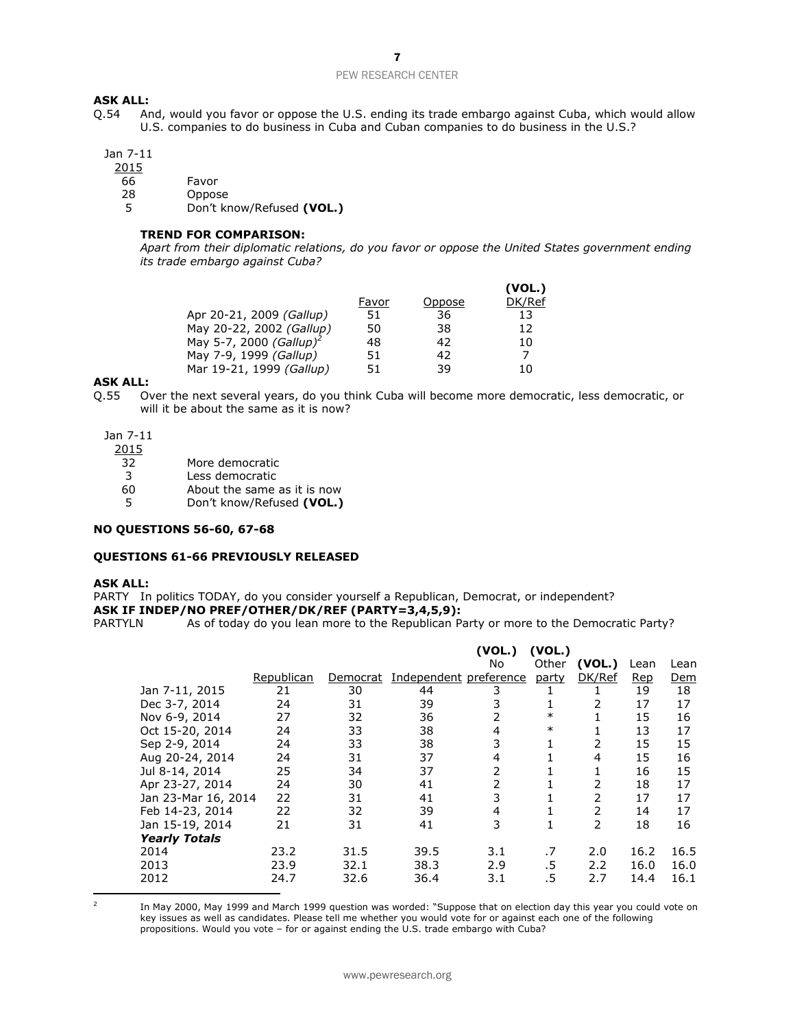**ASK ALL:**

Q.54 And, would you favor or oppose the U.S. ending its trade embargo against Cuba, which would allow U.S. companies to do business in Cuba and Cuban companies to do business in the U.S.?

| Jan 7-11 2015 | |
|---|---|
| 66 | Favor |
| 28 | Oppose |
| 5 | Don't know/Refused **(VOL.)** |

**TREND FOR COMPARISON:**

*Apart from their diplomatic relations, do you favor or oppose the United States government ending its trade embargo against Cuba?*

| | Favor | Oppose | (VOL.) DK/Ref |
|---|---|---|---|
| Apr 20-21, 2009 *(Gallup)* | 51 | 36 | 13 |
| May 20-22, 2002 *(Gallup)* | 50 | 38 | 12 |
| May 5-7, 2000 *(Gallup)*[2] | 48 | 42 | 10 |
| May 7-9, 1999 *(Gallup)* | 51 | 42 | 7 |
| Mar 19-21, 1999 *(Gallup)* | 51 | 39 | 10 |

**ASK ALL:**

Q.55 Over the next several years, do you think Cuba will become more democratic, less democratic, or will it be about the same as it is now?

| Jan 7-11 2015 | |
|---|---|
| 32 | More democratic |
| 3 | Less democratic |
| 60 | About the same as it is now |
| 5 | Don't know/Refused **(VOL.)** |

**NO QUESTIONS 56-60, 67-68**

**QUESTIONS 61-66 PREVIOUSLY RELEASED**

**ASK ALL:**

PARTY In politics TODAY, do you consider yourself a Republican, Democrat, or independent?

**ASK IF INDEP/NO PREF/OTHER/DK/REF (PARTY=3,4,5,9):**

PARTYLN As of today do you lean more to the Republican Party or more to the Democratic Party?

| | Republican | Democrat | Independent | (VOL.) No preference | (VOL.) Other party | (VOL.) DK/Ref | Lean Rep | Lean Dem |
|---|---|---|---|---|---|---|---|---|
| Jan 7-11, 2015 | 21 | 30 | 44 | 3 | 1 | 1 | 19 | 18 |
| Dec 3-7, 2014 | 24 | 31 | 39 | 3 | 1 | 2 | 17 | 17 |
| Nov 6-9, 2014 | 27 | 32 | 36 | 2 | * | 1 | 15 | 16 |
| Oct 15-20, 2014 | 24 | 33 | 38 | 4 | * | 1 | 13 | 17 |
| Sep 2-9, 2014 | 24 | 33 | 38 | 3 | 1 | 2 | 15 | 15 |
| Aug 20-24, 2014 | 24 | 31 | 37 | 4 | 1 | 4 | 15 | 16 |
| Jul 8-14, 2014 | 25 | 34 | 37 | 2 | 1 | 1 | 16 | 15 |
| Apr 23-27, 2014 | 24 | 30 | 41 | 2 | 1 | 2 | 18 | 17 |
| Jan 23-Mar 16, 2014 | 22 | 31 | 41 | 3 | 1 | 2 | 17 | 17 |
| Feb 14-23, 2014 | 22 | 32 | 39 | 4 | 1 | 2 | 14 | 17 |
| Jan 15-19, 2014 | 21 | 31 | 41 | 3 | 1 | 2 | 18 | 16 |
| ***Yearly Totals*** | | | | | | | | |
| 2014 | 23.2 | 31.5 | 39.5 | 3.1 | .7 | 2.0 | 16.2 | 16.5 |
| 2013 | 23.9 | 32.1 | 38.3 | 2.9 | .5 | 2.2 | 16.0 | 16.0 |
| 2012 | 24.7 | 32.6 | 36.4 | 3.1 | .5 | 2.7 | 14.4 | 16.1 |

[2] In May 2000, May 1999 and March 1999 question was worded: "Suppose that on election day this year you could vote on key issues as well as candidates. Please tell me whether you would vote for or against each one of the following propositions. Would you vote – for or against ending the U.S. trade embargo with Cuba?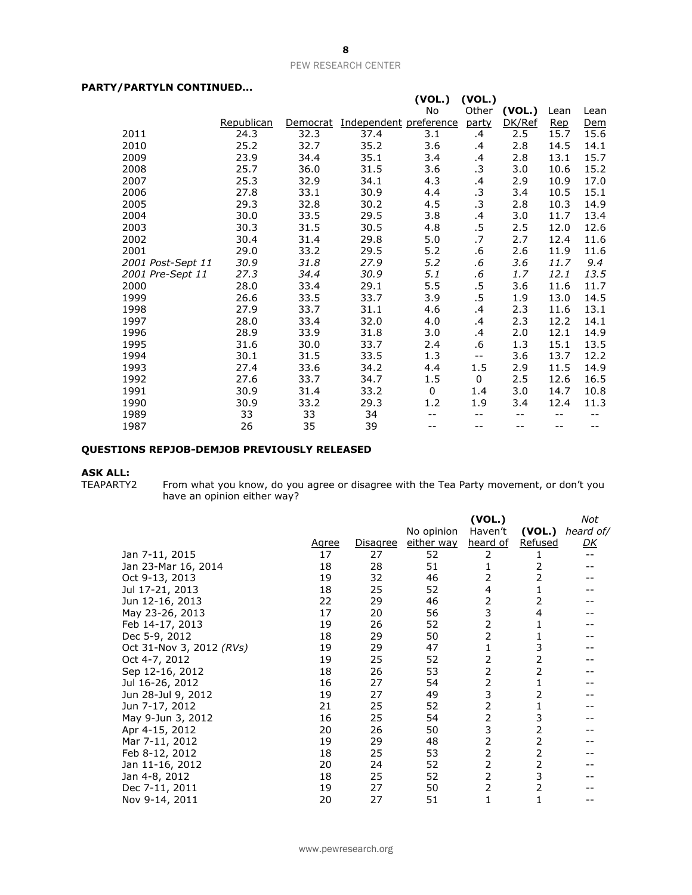**PARTY/PARTYLN CONTINUED…**

| | Republican | Democrat | Independent | (VOL.) No preference | (VOL.) Other party | (VOL.) DK/Ref | Lean Rep | Lean Dem |
|---|---|---|---|---|---|---|---|---|
| 2011 | 24.3 | 32.3 | 37.4 | 3.1 | .4 | 2.5 | 15.7 | 15.6 |
| 2010 | 25.2 | 32.7 | 35.2 | 3.6 | .4 | 2.8 | 14.5 | 14.1 |
| 2009 | 23.9 | 34.4 | 35.1 | 3.4 | .4 | 2.8 | 13.1 | 15.7 |
| 2008 | 25.7 | 36.0 | 31.5 | 3.6 | .3 | 3.0 | 10.6 | 15.2 |
| 2007 | 25.3 | 32.9 | 34.1 | 4.3 | .4 | 2.9 | 10.9 | 17.0 |
| 2006 | 27.8 | 33.1 | 30.9 | 4.4 | .3 | 3.4 | 10.5 | 15.1 |
| 2005 | 29.3 | 32.8 | 30.2 | 4.5 | .3 | 2.8 | 10.3 | 14.9 |
| 2004 | 30.0 | 33.5 | 29.5 | 3.8 | .4 | 3.0 | 11.7 | 13.4 |
| 2003 | 30.3 | 31.5 | 30.5 | 4.8 | .5 | 2.5 | 12.0 | 12.6 |
| 2002 | 30.4 | 31.4 | 29.8 | 5.0 | .7 | 2.7 | 12.4 | 11.6 |
| 2001 | 29.0 | 33.2 | 29.5 | 5.2 | .6 | 2.6 | 11.9 | 11.6 |
| *2001 Post-Sept 11* | *30.9* | *31.8* | *27.9* | *5.2* | *.6* | *3.6* | *11.7* | *9.4* |
| *2001 Pre-Sept 11* | *27.3* | *34.4* | *30.9* | *5.1* | *.6* | *1.7* | *12.1* | *13.5* |
| 2000 | 28.0 | 33.4 | 29.1 | 5.5 | .5 | 3.6 | 11.6 | 11.7 |
| 1999 | 26.6 | 33.5 | 33.7 | 3.9 | .5 | 1.9 | 13.0 | 14.5 |
| 1998 | 27.9 | 33.7 | 31.1 | 4.6 | .4 | 2.3 | 11.6 | 13.1 |
| 1997 | 28.0 | 33.4 | 32.0 | 4.0 | .4 | 2.3 | 12.2 | 14.1 |
| 1996 | 28.9 | 33.9 | 31.8 | 3.0 | .4 | 2.0 | 12.1 | 14.9 |
| 1995 | 31.6 | 30.0 | 33.7 | 2.4 | .6 | 1.3 | 15.1 | 13.5 |
| 1994 | 30.1 | 31.5 | 33.5 | 1.3 | -- | 3.6 | 13.7 | 12.2 |
| 1993 | 27.4 | 33.6 | 34.2 | 4.4 | 1.5 | 2.9 | 11.5 | 14.9 |
| 1992 | 27.6 | 33.7 | 34.7 | 1.5 | 0 | 2.5 | 12.6 | 16.5 |
| 1991 | 30.9 | 31.4 | 33.2 | 0 | 1.4 | 3.0 | 14.7 | 10.8 |
| 1990 | 30.9 | 33.2 | 29.3 | 1.2 | 1.9 | 3.4 | 12.4 | 11.3 |
| 1989 | 33 | 33 | 34 | -- | -- | -- | -- | -- |
| 1987 | 26 | 35 | 39 | -- | -- | -- | -- | -- |

**QUESTIONS REPJOB-DEMJOB PREVIOUSLY RELEASED**

**ASK ALL:**

TEAPARTY2 From what you know, do you agree or disagree with the Tea Party movement, or don't you have an opinion either way?

| | Agree | Disagree | No opinion either way | (VOL.) Haven't heard of | (VOL.) Refused | *Not heard of/ DK* |
|---|---|---|---|---|---|---|
| Jan 7-11, 2015 | 17 | 27 | 52 | 2 | 1 | -- |
| Jan 23-Mar 16, 2014 | 18 | 28 | 51 | 1 | 2 | -- |
| Oct 9-13, 2013 | 19 | 32 | 46 | 2 | 2 | -- |
| Jul 17-21, 2013 | 18 | 25 | 52 | 4 | 1 | -- |
| Jun 12-16, 2013 | 22 | 29 | 46 | 2 | 2 | -- |
| May 23-26, 2013 | 17 | 20 | 56 | 3 | 4 | -- |
| Feb 14-17, 2013 | 19 | 26 | 52 | 2 | 1 | -- |
| Dec 5-9, 2012 | 18 | 29 | 50 | 2 | 1 | -- |
| Oct 31-Nov 3, 2012 *(RVs)* | 19 | 29 | 47 | 1 | 3 | -- |
| Oct 4-7, 2012 | 19 | 25 | 52 | 2 | 2 | -- |
| Sep 12-16, 2012 | 18 | 26 | 53 | 2 | 2 | -- |
| Jul 16-26, 2012 | 16 | 27 | 54 | 2 | 1 | -- |
| Jun 28-Jul 9, 2012 | 19 | 27 | 49 | 3 | 2 | -- |
| Jun 7-17, 2012 | 21 | 25 | 52 | 2 | 1 | -- |
| May 9-Jun 3, 2012 | 16 | 25 | 54 | 2 | 3 | -- |
| Apr 4-15, 2012 | 20 | 26 | 50 | 3 | 2 | -- |
| Mar 7-11, 2012 | 19 | 29 | 48 | 2 | 2 | -- |
| Feb 8-12, 2012 | 18 | 25 | 53 | 2 | 2 | -- |
| Jan 11-16, 2012 | 20 | 24 | 52 | 2 | 2 | -- |
| Jan 4-8, 2012 | 18 | 25 | 52 | 2 | 3 | -- |
| Dec 7-11, 2011 | 19 | 27 | 50 | 2 | 2 | -- |
| Nov 9-14, 2011 | 20 | 27 | 51 | 1 | 1 | -- |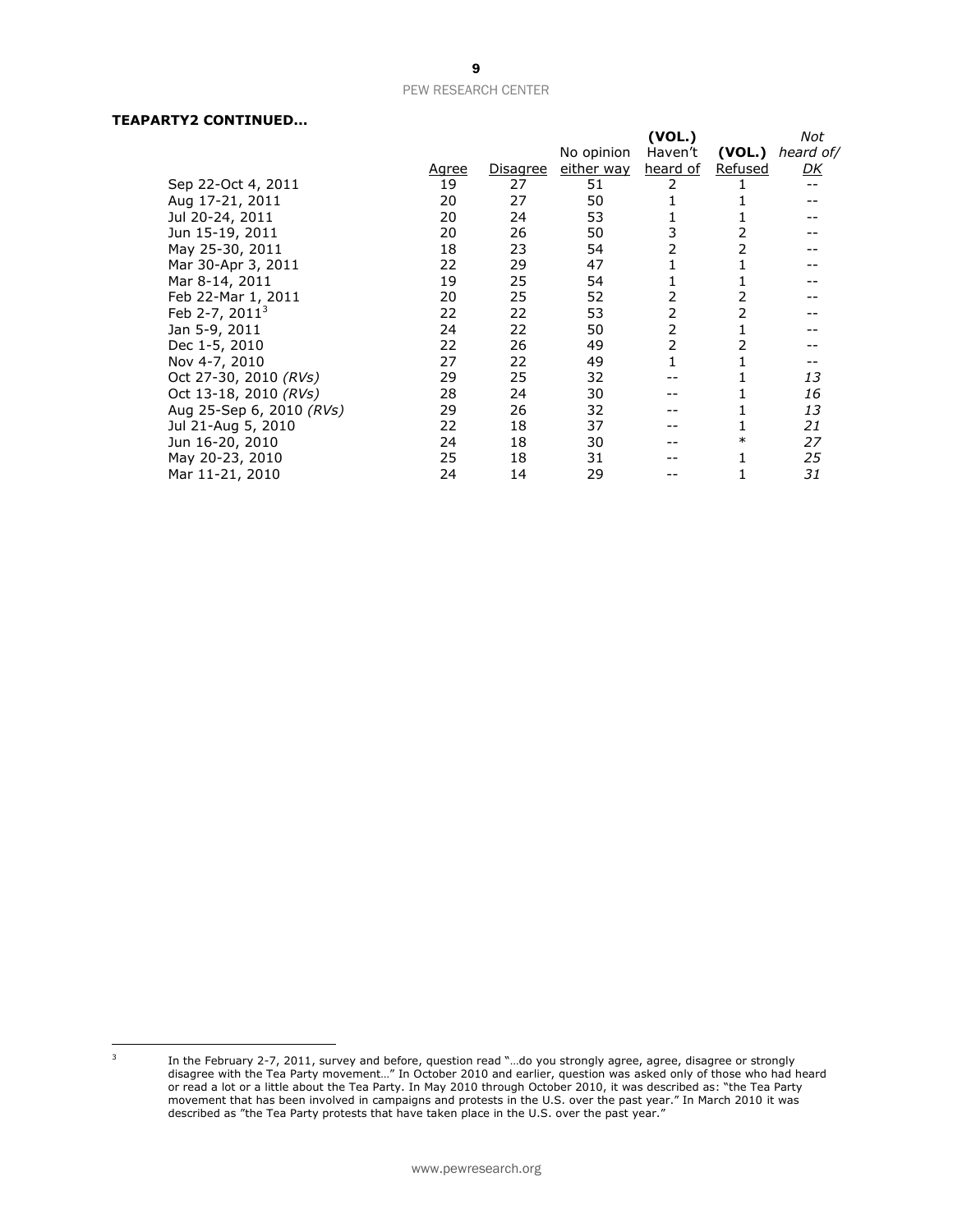**TEAPARTY2 CONTINUED…**

| | Agree | Disagree | No opinion either way | (VOL.) Haven't heard of | (VOL.) Refused | *Not heard of/ DK* |
|---|---|---|---|---|---|---|
| Sep 22-Oct 4, 2011 | 19 | 27 | 51 | 2 | 1 | -- |
| Aug 17-21, 2011 | 20 | 27 | 50 | 1 | 1 | -- |
| Jul 20-24, 2011 | 20 | 24 | 53 | 1 | 1 | -- |
| Jun 15-19, 2011 | 20 | 26 | 50 | 3 | 2 | -- |
| May 25-30, 2011 | 18 | 23 | 54 | 2 | 2 | -- |
| Mar 30-Apr 3, 2011 | 22 | 29 | 47 | 1 | 1 | -- |
| Mar 8-14, 2011 | 19 | 25 | 54 | 1 | 1 | -- |
| Feb 22-Mar 1, 2011 | 20 | 25 | 52 | 2 | 2 | -- |
| Feb 2-7, 2011[3] | 22 | 22 | 53 | 2 | 2 | -- |
| Jan 5-9, 2011 | 24 | 22 | 50 | 2 | 1 | -- |
| Dec 1-5, 2010 | 22 | 26 | 49 | 2 | 2 | -- |
| Nov 4-7, 2010 | 27 | 22 | 49 | 1 | 1 | -- |
| Oct 27-30, 2010 *(RVs)* | 29 | 25 | 32 | -- | 1 | *13* |
| Oct 13-18, 2010 *(RVs)* | 28 | 24 | 30 | -- | 1 | *16* |
| Aug 25-Sep 6, 2010 *(RVs)* | 29 | 26 | 32 | -- | 1 | *13* |
| Jul 21-Aug 5, 2010 | 22 | 18 | 37 | -- | 1 | *21* |
| Jun 16-20, 2010 | 24 | 18 | 30 | -- | * | *27* |
| May 20-23, 2010 | 25 | 18 | 31 | -- | 1 | *25* |
| Mar 11-21, 2010 | 24 | 14 | 29 | -- | 1 | *31* |

[3] In the February 2-7, 2011, survey and before, question read "…do you strongly agree, agree, disagree or strongly disagree with the Tea Party movement…" In October 2010 and earlier, question was asked only of those who had heard or read a lot or a little about the Tea Party. In May 2010 through October 2010, it was described as: "the Tea Party movement that has been involved in campaigns and protests in the U.S. over the past year." In March 2010 it was described as "the Tea Party protests that have taken place in the U.S. over the past year."